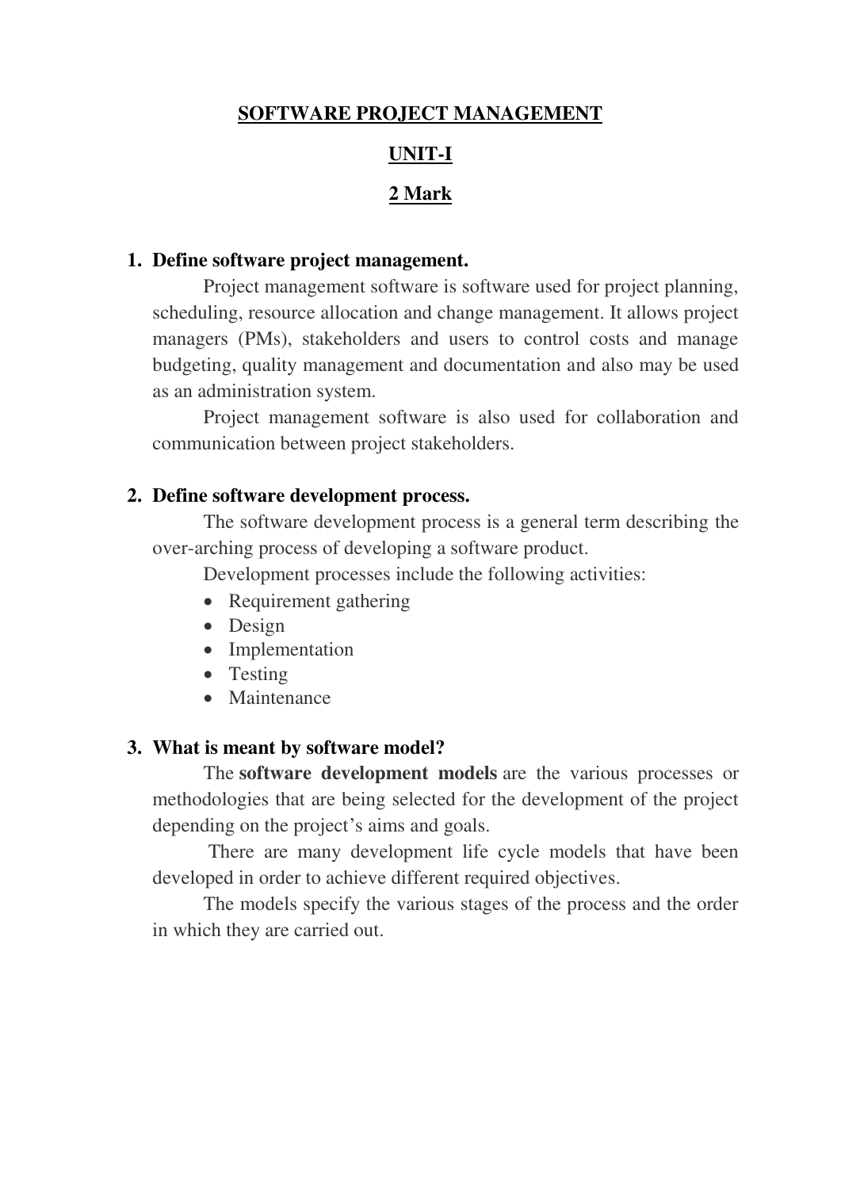# SOFTWARE PROJECT MANAGEMENT

## UNIT-I

### 2 Mark

1. **Define software project management.**

    Project management software is software used for project planning, scheduling, resource allocation and change management. It allows project managers (PMs), stakeholders and users to control costs and manage budgeting, quality management and documentation and also may be used as an administration system.

    Project management software is also used for collaboration and communication between project stakeholders.

2. **Define software development process.**

    The software development process is a general term describing the over-arching process of developing a software product.

    Development processes include the following activities:

    - Requirement gathering
    - Design
    - Implementation
    - Testing
    - Maintenance

3. **What is meant by software model?**

    The **software development models** are the various processes or methodologies that are being selected for the development of the project depending on the project's aims and goals.

    There are many development life cycle models that have been developed in order to achieve different required objectives.

    The models specify the various stages of the process and the order in which they are carried out.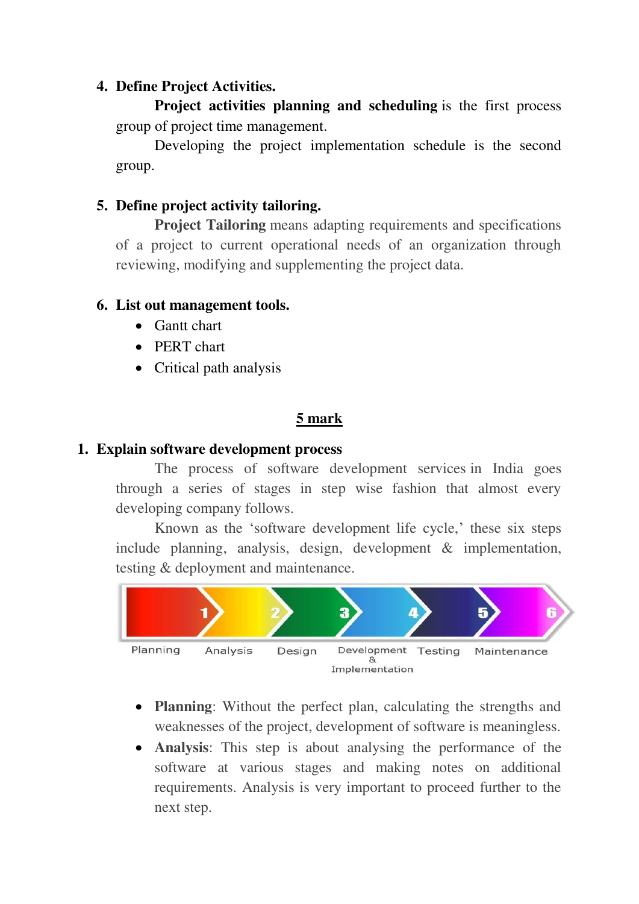4. **Define Project Activities.**

   **Project activities planning and scheduling** is the first process group of project time management.

   Developing the project implementation schedule is the second group.

5. **Define project activity tailoring.**

   **Project Tailoring** means adapting requirements and specifications of a project to current operational needs of an organization through reviewing, modifying and supplementing the project data.

6. **List out management tools.**
   - Gantt chart
   - PERT chart
   - Critical path analysis

## 5 mark

1. **Explain software development process**

   The process of software development services in India goes through a series of stages in step wise fashion that almost every developing company follows.

   Known as the 'software development life cycle,' these six steps include planning, analysis, design, development & implementation, testing & deployment and maintenance.

   1 Planning → 2 Analysis → 3 Design → 4 Development & Implementation → 5 Testing → 6 Maintenance

   - **Planning**: Without the perfect plan, calculating the strengths and weaknesses of the project, development of software is meaningless.
   - **Analysis**: This step is about analysing the performance of the software at various stages and making notes on additional requirements. Analysis is very important to proceed further to the next step.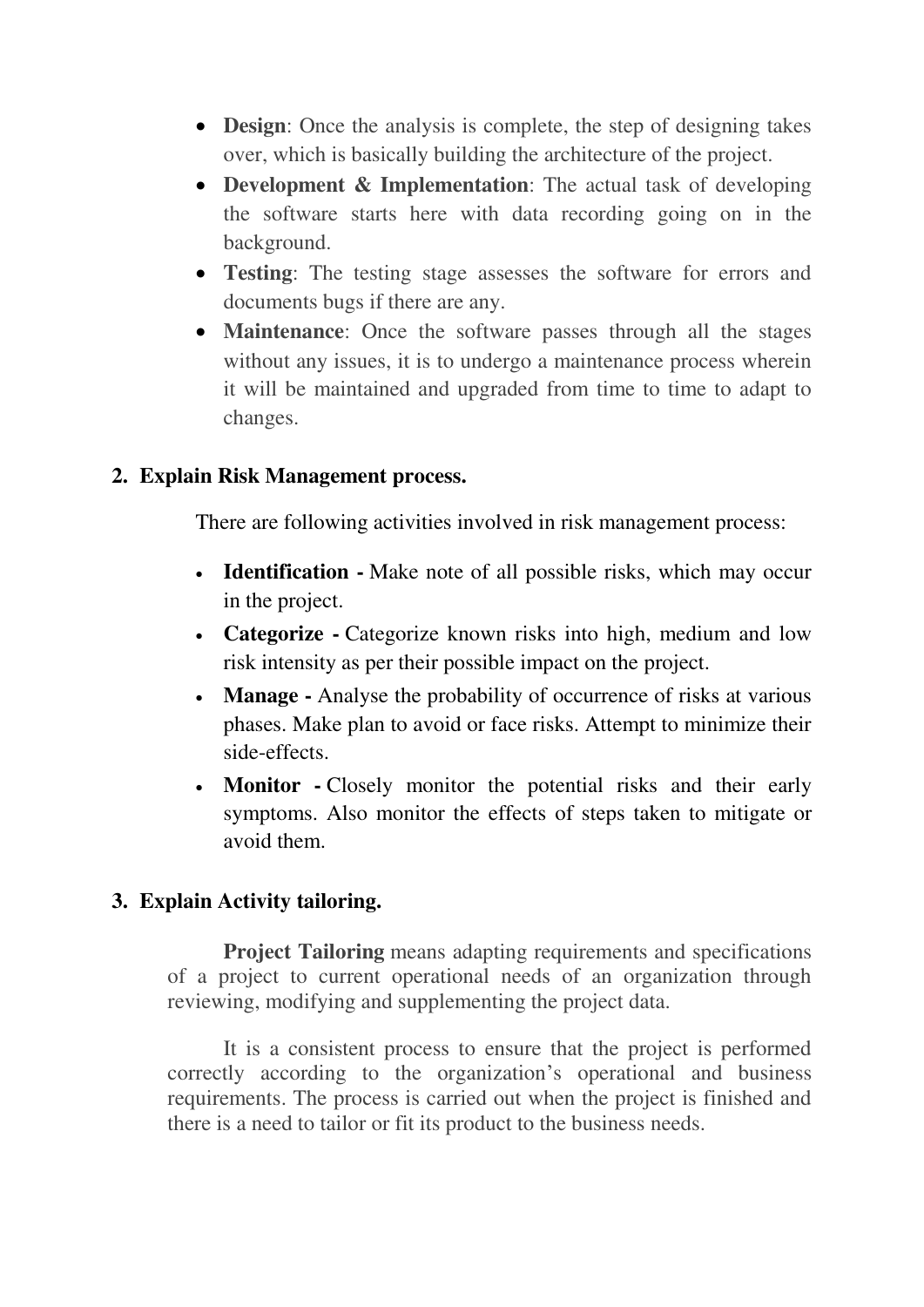- **Design**: Once the analysis is complete, the step of designing takes over, which is basically building the architecture of the project.
- **Development & Implementation**: The actual task of developing the software starts here with data recording going on in the background.
- **Testing**: The testing stage assesses the software for errors and documents bugs if there are any.
- **Maintenance**: Once the software passes through all the stages without any issues, it is to undergo a maintenance process wherein it will be maintained and upgraded from time to time to adapt to changes.

## 2. Explain Risk Management process.

There are following activities involved in risk management process:

- **Identification -** Make note of all possible risks, which may occur in the project.
- **Categorize -** Categorize known risks into high, medium and low risk intensity as per their possible impact on the project.
- **Manage -** Analyse the probability of occurrence of risks at various phases. Make plan to avoid or face risks. Attempt to minimize their side-effects.
- **Monitor -** Closely monitor the potential risks and their early symptoms. Also monitor the effects of steps taken to mitigate or avoid them.

## 3. Explain Activity tailoring.

**Project Tailoring** means adapting requirements and specifications of a project to current operational needs of an organization through reviewing, modifying and supplementing the project data.

It is a consistent process to ensure that the project is performed correctly according to the organization's operational and business requirements. The process is carried out when the project is finished and there is a need to tailor or fit its product to the business needs.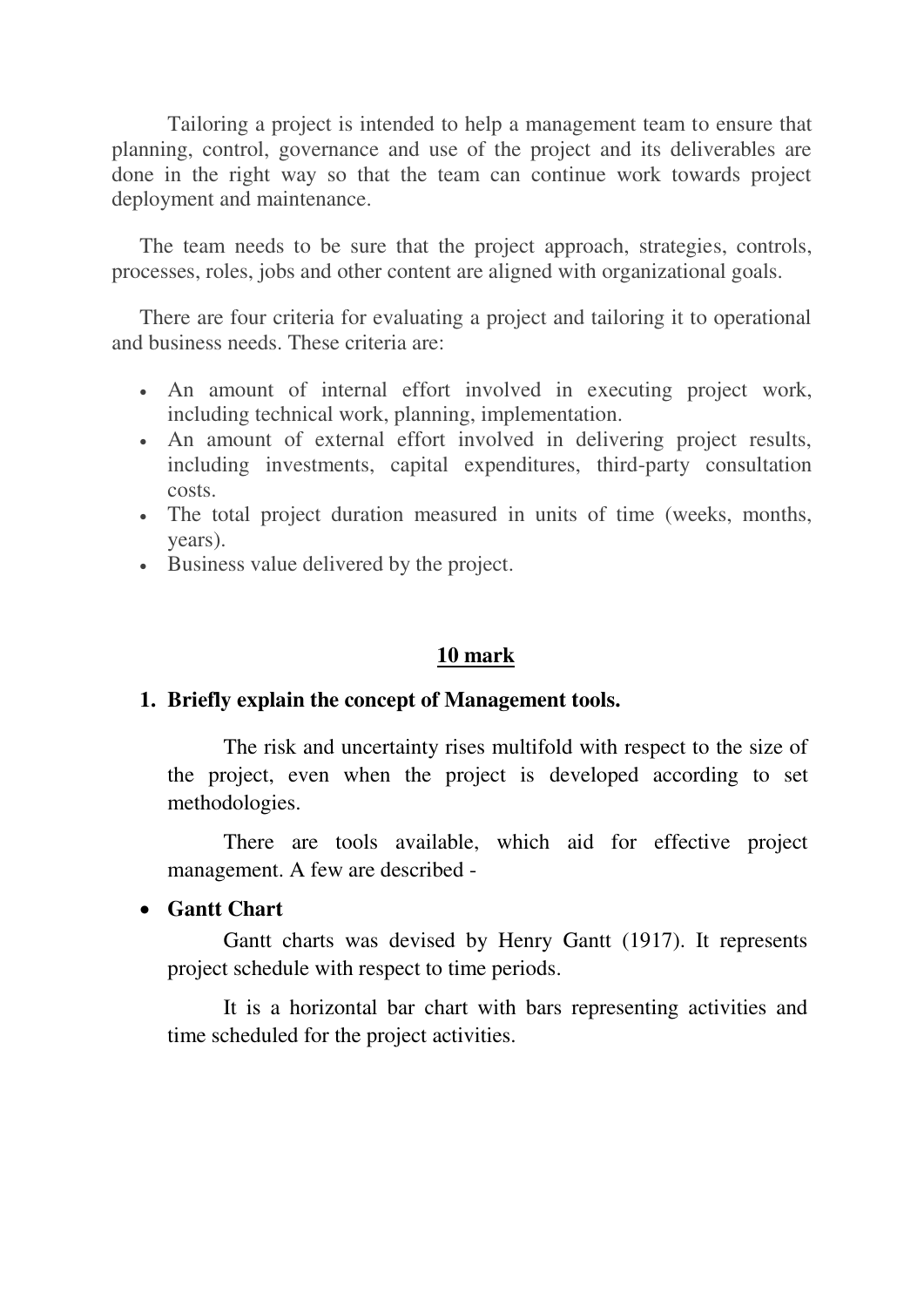Tailoring a project is intended to help a management team to ensure that planning, control, governance and use of the project and its deliverables are done in the right way so that the team can continue work towards project deployment and maintenance.

The team needs to be sure that the project approach, strategies, controls, processes, roles, jobs and other content are aligned with organizational goals.

There are four criteria for evaluating a project and tailoring it to operational and business needs. These criteria are:

- An amount of internal effort involved in executing project work, including technical work, planning, implementation.
- An amount of external effort involved in delivering project results, including investments, capital expenditures, third-party consultation costs.
- The total project duration measured in units of time (weeks, months, years).
- Business value delivered by the project.

## 10 mark

**1. Briefly explain the concept of Management tools.**

The risk and uncertainty rises multifold with respect to the size of the project, even when the project is developed according to set methodologies.

There are tools available, which aid for effective project management. A few are described -

- **Gantt Chart**

Gantt charts was devised by Henry Gantt (1917). It represents project schedule with respect to time periods.

It is a horizontal bar chart with bars representing activities and time scheduled for the project activities.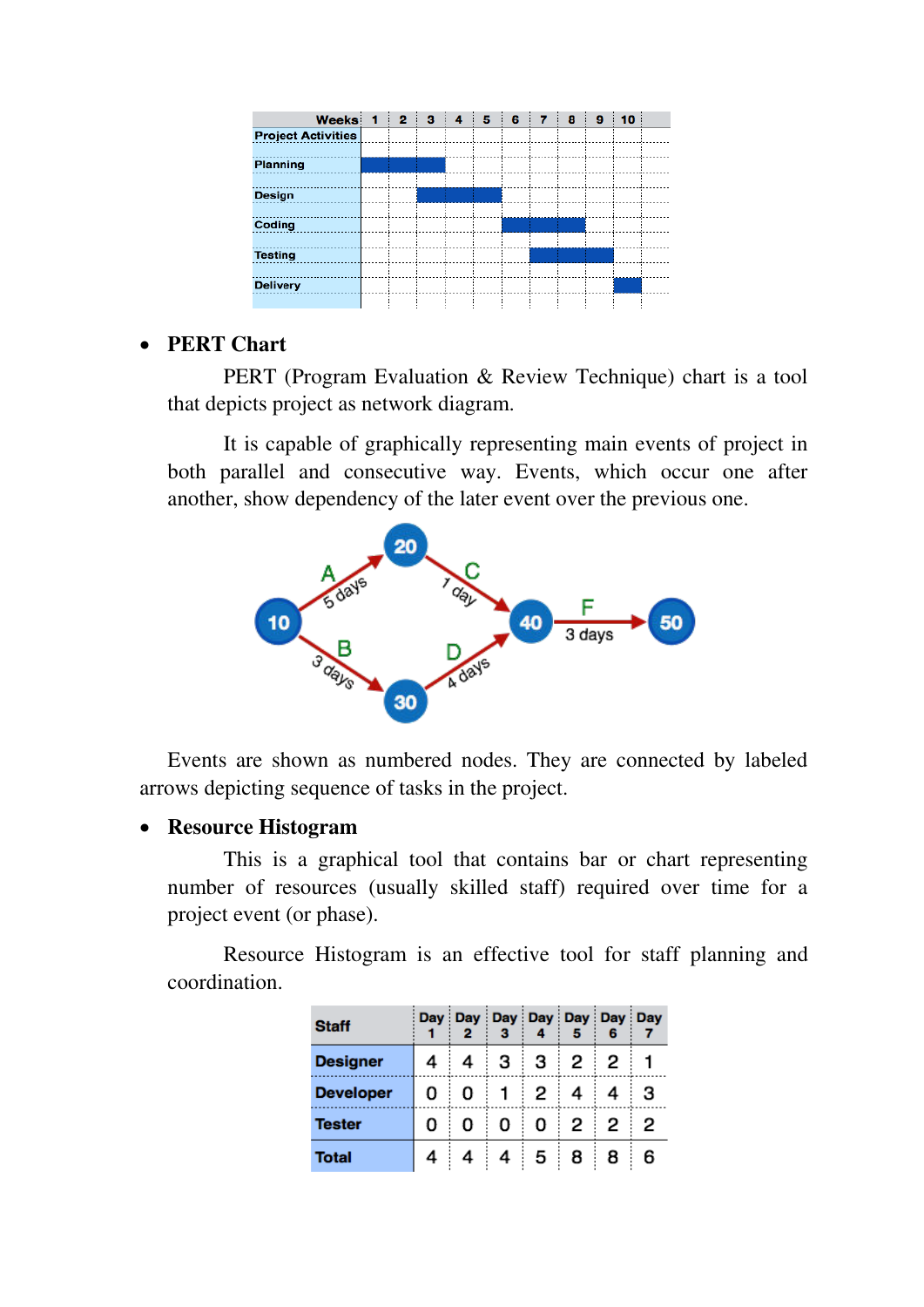| Weeks / Project Activities | 1 | 2 | 3 | 4 | 5 | 6 | 7 | 8 | 9 | 10 |
|---|---|---|---|---|---|---|---|---|---|---|
| Planning | █ | █ | █ | | | | | | | |
| Design | | | █ | █ | █ | | | | | |
| Coding | | | | | | █ | █ | █ | | |
| Testing | | | | | | | █ | █ | █ | |
| Delivery | | | | | | | | | | █ |

- **PERT Chart**

  PERT (Program Evaluation & Review Technique) chart is a tool that depicts project as network diagram.

  It is capable of graphically representing main events of project in both parallel and consecutive way. Events, which occur one after another, show dependency of the later event over the previous one.

Events are shown as numbered nodes. They are connected by labeled arrows depicting sequence of tasks in the project.

- **Resource Histogram**

  This is a graphical tool that contains bar or chart representing number of resources (usually skilled staff) required over time for a project event (or phase).

  Resource Histogram is an effective tool for staff planning and coordination.

| Staff | Day 1 | Day 2 | Day 3 | Day 4 | Day 5 | Day 6 | Day 7 |
|---|---|---|---|---|---|---|---|
| Designer | 4 | 4 | 3 | 3 | 2 | 2 | 1 |
| Developer | 0 | 0 | 1 | 2 | 4 | 4 | 3 |
| Tester | 0 | 0 | 0 | 0 | 2 | 2 | 2 |
| Total | 4 | 4 | 4 | 5 | 8 | 8 | 6 |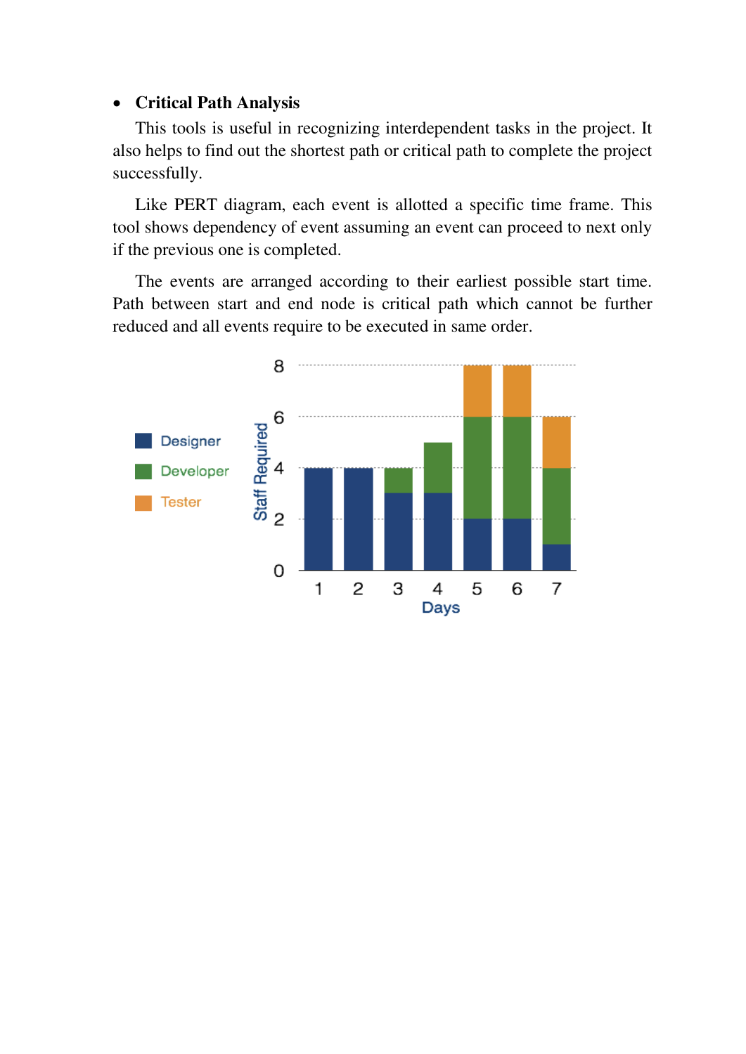- **Critical Path Analysis**

  This tools is useful in recognizing interdependent tasks in the project. It also helps to find out the shortest path or critical path to complete the project successfully.

  Like PERT diagram, each event is allotted a specific time frame. This tool shows dependency of event assuming an event can proceed to next only if the previous one is completed.

  The events are arranged according to their earliest possible start time. Path between start and end node is critical path which cannot be further reduced and all events require to be executed in same order.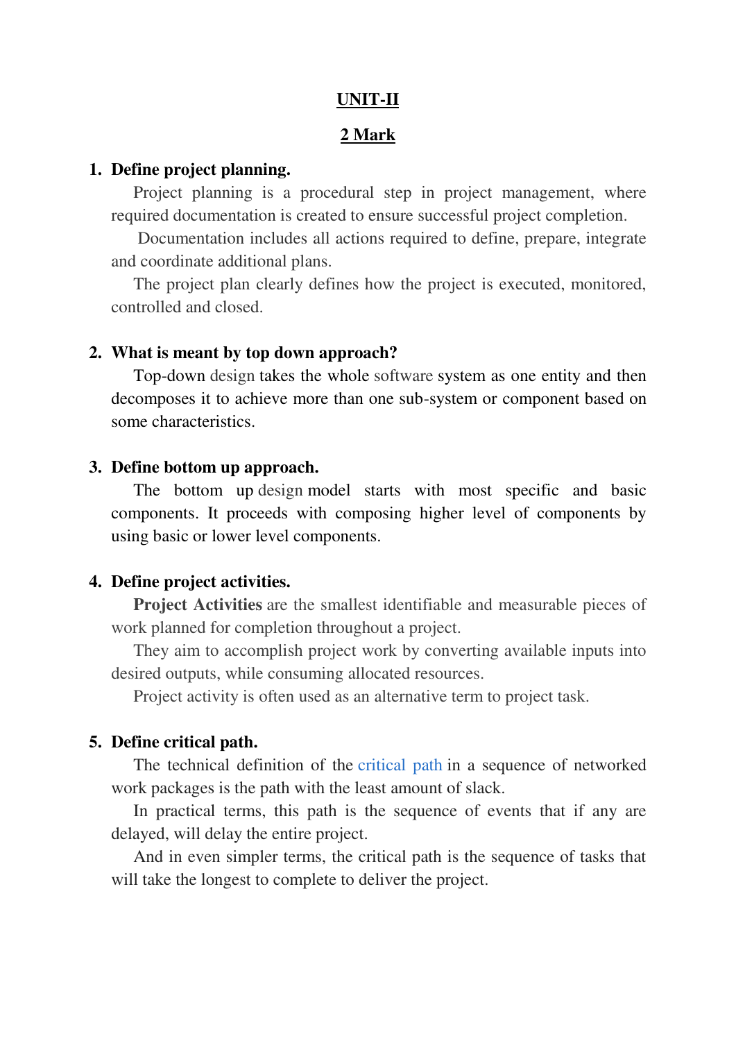# UNIT-II

## 2 Mark

1. **Define project planning.**

   Project planning is a procedural step in project management, where required documentation is created to ensure successful project completion.

   Documentation includes all actions required to define, prepare, integrate and coordinate additional plans.

   The project plan clearly defines how the project is executed, monitored, controlled and closed.

2. **What is meant by top down approach?**

   Top-down design takes the whole software system as one entity and then decomposes it to achieve more than one sub-system or component based on some characteristics.

3. **Define bottom up approach.**

   The bottom up design model starts with most specific and basic components. It proceeds with composing higher level of components by using basic or lower level components.

4. **Define project activities.**

   **Project Activities** are the smallest identifiable and measurable pieces of work planned for completion throughout a project.

   They aim to accomplish project work by converting available inputs into desired outputs, while consuming allocated resources.

   Project activity is often used as an alternative term to project task.

5. **Define critical path.**

   The technical definition of the critical path in a sequence of networked work packages is the path with the least amount of slack.

   In practical terms, this path is the sequence of events that if any are delayed, will delay the entire project.

   And in even simpler terms, the critical path is the sequence of tasks that will take the longest to complete to deliver the project.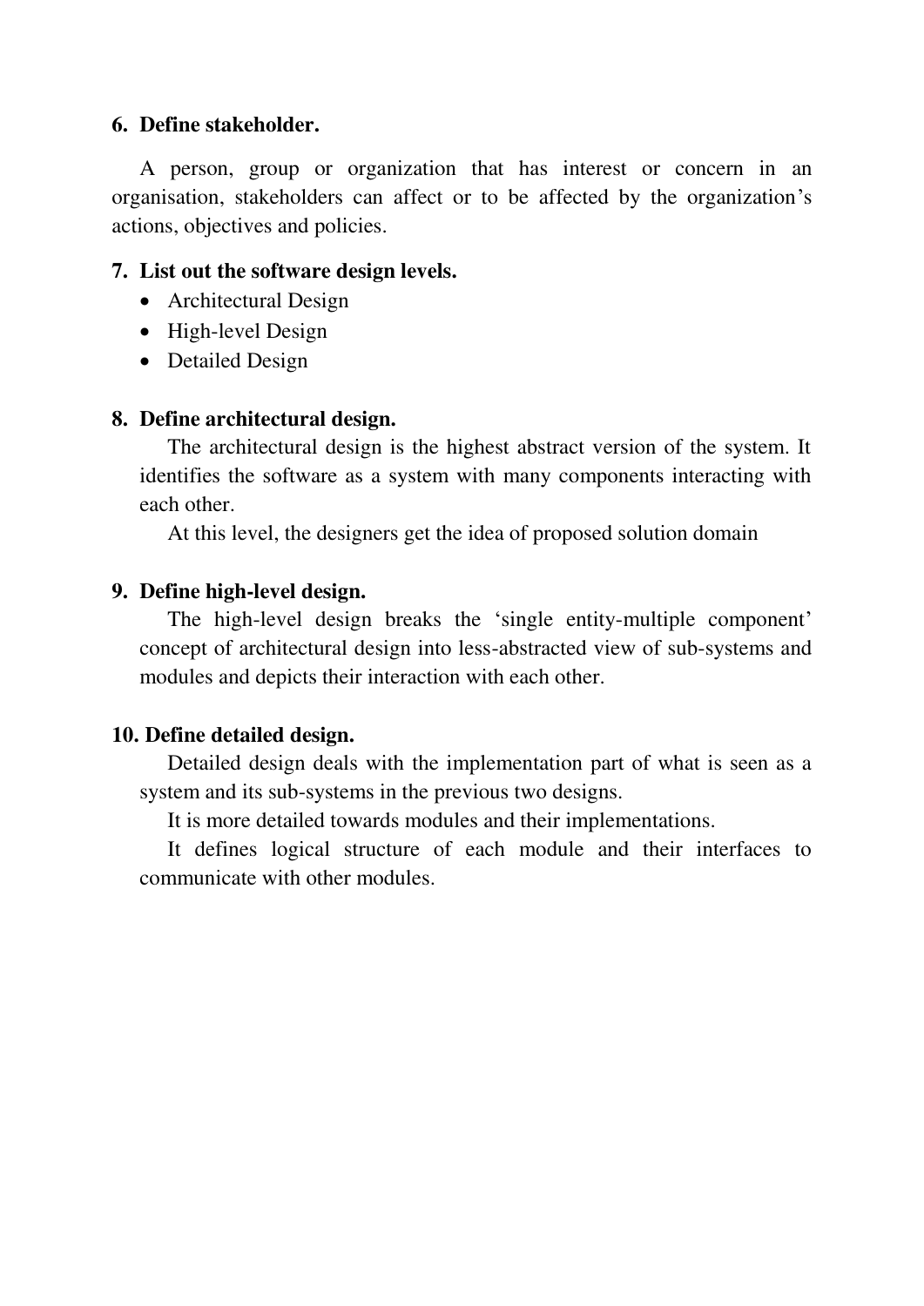**6. Define stakeholder.**

A person, group or organization that has interest or concern in an organisation, stakeholders can affect or to be affected by the organization's actions, objectives and policies.

**7. List out the software design levels.**

- Architectural Design
- High-level Design
- Detailed Design

**8. Define architectural design.**

The architectural design is the highest abstract version of the system. It identifies the software as a system with many components interacting with each other.

At this level, the designers get the idea of proposed solution domain

**9. Define high-level design.**

The high-level design breaks the 'single entity-multiple component' concept of architectural design into less-abstracted view of sub-systems and modules and depicts their interaction with each other.

**10. Define detailed design.**

Detailed design deals with the implementation part of what is seen as a system and its sub-systems in the previous two designs.

It is more detailed towards modules and their implementations.

It defines logical structure of each module and their interfaces to communicate with other modules.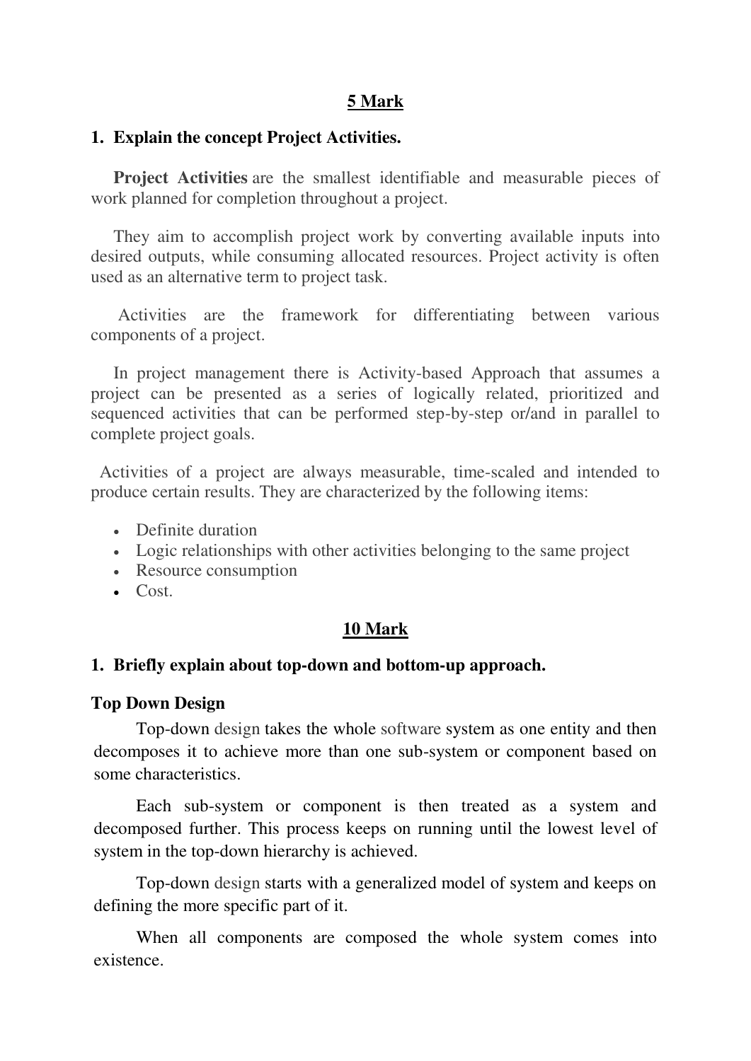## 5 Mark

### 1. Explain the concept Project Activities.

**Project Activities** are the smallest identifiable and measurable pieces of work planned for completion throughout a project.

They aim to accomplish project work by converting available inputs into desired outputs, while consuming allocated resources. Project activity is often used as an alternative term to project task.

Activities are the framework for differentiating between various components of a project.

In project management there is Activity-based Approach that assumes a project can be presented as a series of logically related, prioritized and sequenced activities that can be performed step-by-step or/and in parallel to complete project goals.

Activities of a project are always measurable, time-scaled and intended to produce certain results. They are characterized by the following items:

- Definite duration
- Logic relationships with other activities belonging to the same project
- Resource consumption
- Cost.

## 10 Mark

### 1. Briefly explain about top-down and bottom-up approach.

**Top Down Design**

Top-down design takes the whole software system as one entity and then decomposes it to achieve more than one sub-system or component based on some characteristics.

Each sub-system or component is then treated as a system and decomposed further. This process keeps on running until the lowest level of system in the top-down hierarchy is achieved.

Top-down design starts with a generalized model of system and keeps on defining the more specific part of it.

When all components are composed the whole system comes into existence.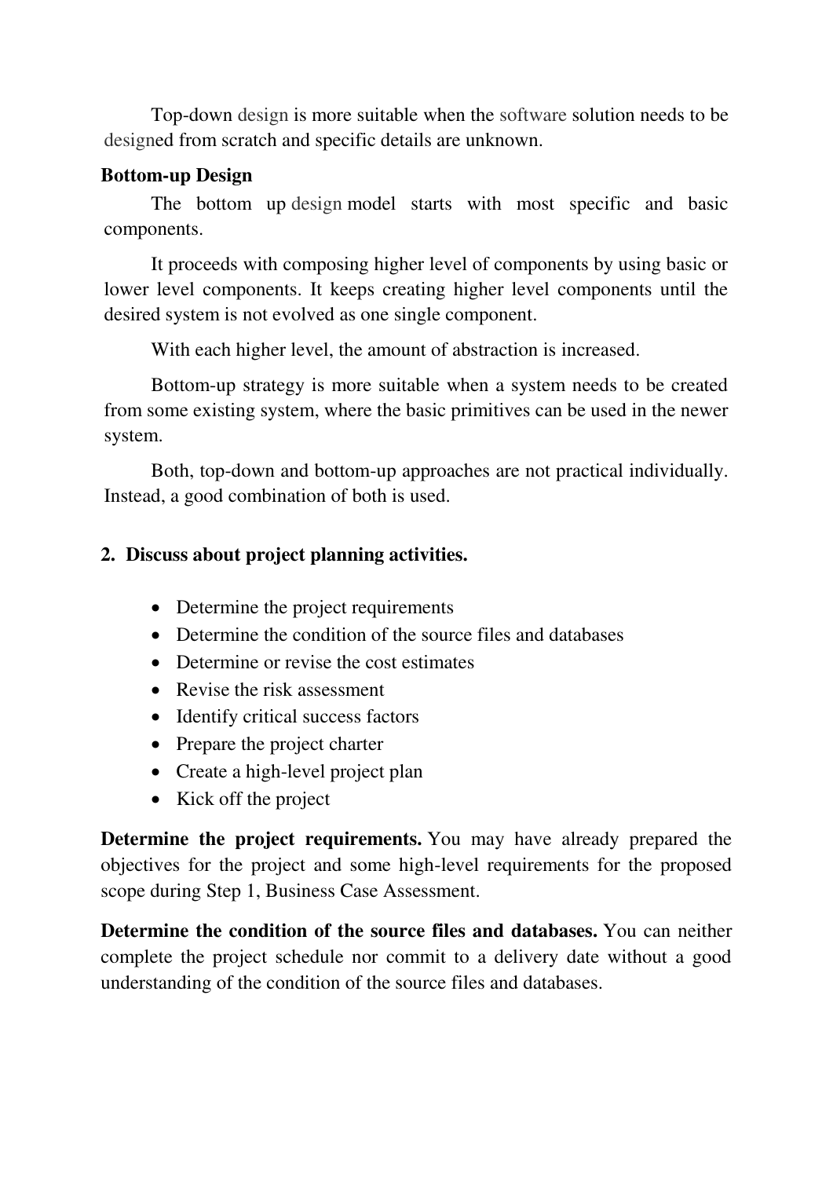Top-down design is more suitable when the software solution needs to be designed from scratch and specific details are unknown.

**Bottom-up Design**

The bottom up design model starts with most specific and basic components.

It proceeds with composing higher level of components by using basic or lower level components. It keeps creating higher level components until the desired system is not evolved as one single component.

With each higher level, the amount of abstraction is increased.

Bottom-up strategy is more suitable when a system needs to be created from some existing system, where the basic primitives can be used in the newer system.

Both, top-down and bottom-up approaches are not practical individually. Instead, a good combination of both is used.

**2. Discuss about project planning activities.**

- Determine the project requirements
- Determine the condition of the source files and databases
- Determine or revise the cost estimates
- Revise the risk assessment
- Identify critical success factors
- Prepare the project charter
- Create a high-level project plan
- Kick off the project

**Determine the project requirements.** You may have already prepared the objectives for the project and some high-level requirements for the proposed scope during Step 1, Business Case Assessment.

**Determine the condition of the source files and databases.** You can neither complete the project schedule nor commit to a delivery date without a good understanding of the condition of the source files and databases.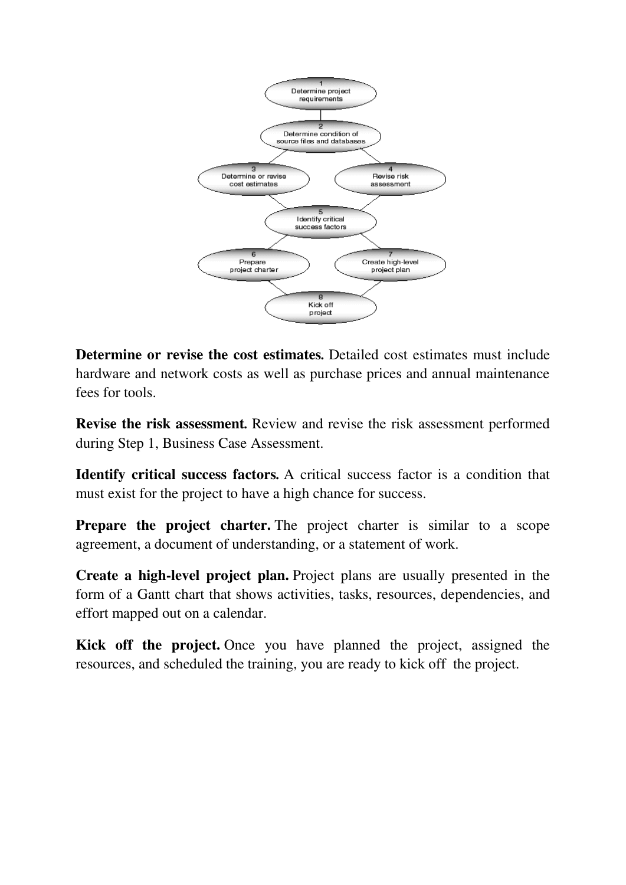**Determine or revise the cost estimates.** Detailed cost estimates must include hardware and network costs as well as purchase prices and annual maintenance fees for tools.

**Revise the risk assessment.** Review and revise the risk assessment performed during Step 1, Business Case Assessment.

**Identify critical success factors.** A critical success factor is a condition that must exist for the project to have a high chance for success.

**Prepare the project charter.** The project charter is similar to a scope agreement, a document of understanding, or a statement of work.

**Create a high-level project plan.** Project plans are usually presented in the form of a Gantt chart that shows activities, tasks, resources, dependencies, and effort mapped out on a calendar.

**Kick off the project.** Once you have planned the project, assigned the resources, and scheduled the training, you are ready to kick off the project.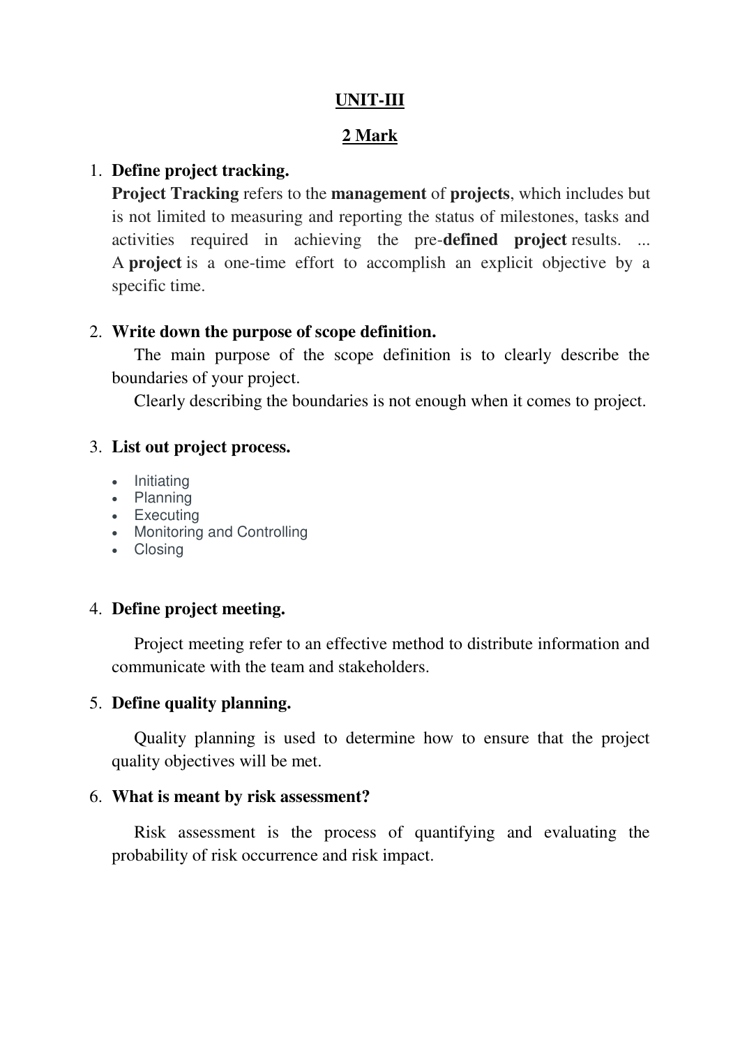# UNIT-III

## 2 Mark

1. **Define project tracking.**

   **Project Tracking** refers to the **management** of **projects**, which includes but is not limited to measuring and reporting the status of milestones, tasks and activities required in achieving the pre-**defined project** results. ... A **project** is a one-time effort to accomplish an explicit objective by a specific time.

2. **Write down the purpose of scope definition.**

   The main purpose of the scope definition is to clearly describe the boundaries of your project.

   Clearly describing the boundaries is not enough when it comes to project.

3. **List out project process.**

   - Initiating
   - Planning
   - Executing
   - Monitoring and Controlling
   - Closing

4. **Define project meeting.**

   Project meeting refer to an effective method to distribute information and communicate with the team and stakeholders.

5. **Define quality planning.**

   Quality planning is used to determine how to ensure that the project quality objectives will be met.

6. **What is meant by risk assessment?**

   Risk assessment is the process of quantifying and evaluating the probability of risk occurrence and risk impact.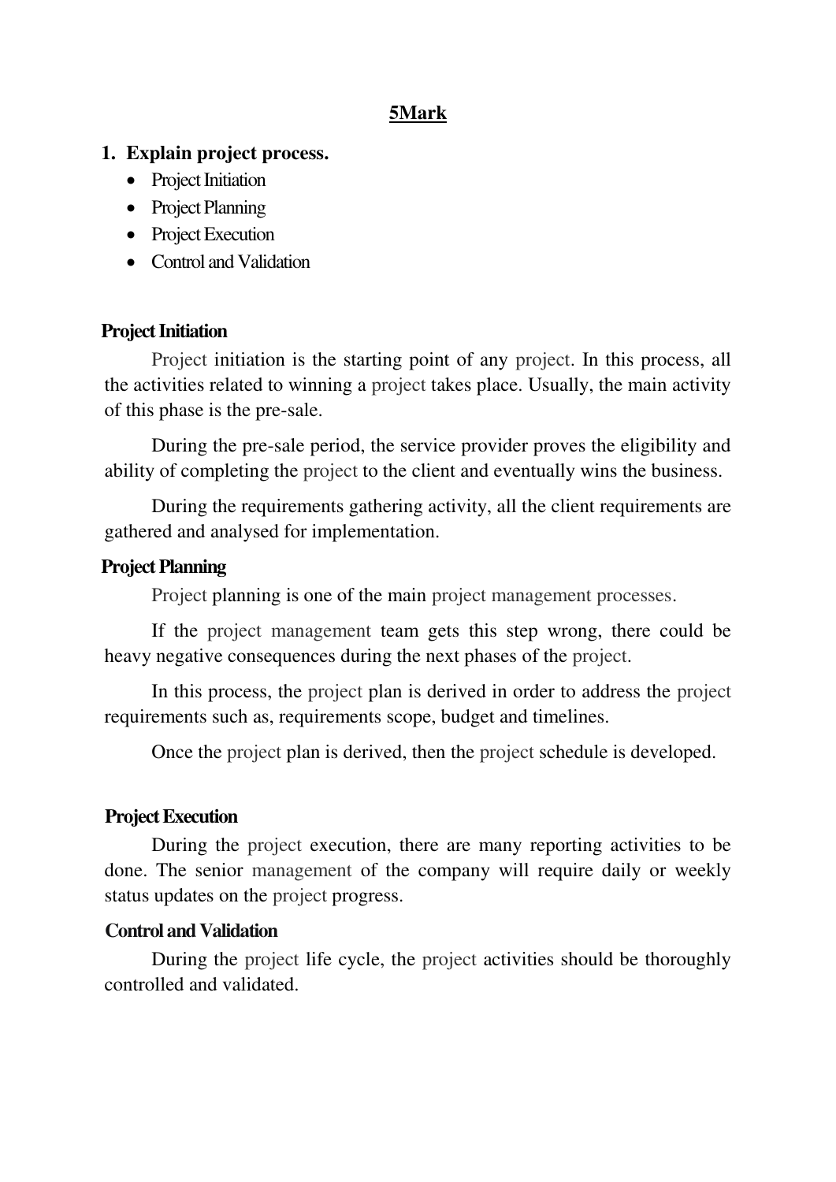## 5Mark

**1. Explain project process.**

- Project Initiation
- Project Planning
- Project Execution
- Control and Validation

**Project Initiation**

Project initiation is the starting point of any project. In this process, all the activities related to winning a project takes place. Usually, the main activity of this phase is the pre-sale.

During the pre-sale period, the service provider proves the eligibility and ability of completing the project to the client and eventually wins the business.

During the requirements gathering activity, all the client requirements are gathered and analysed for implementation.

**Project Planning**

Project planning is one of the main project management processes.

If the project management team gets this step wrong, there could be heavy negative consequences during the next phases of the project.

In this process, the project plan is derived in order to address the project requirements such as, requirements scope, budget and timelines.

Once the project plan is derived, then the project schedule is developed.

**Project Execution**

During the project execution, there are many reporting activities to be done. The senior management of the company will require daily or weekly status updates on the project progress.

**Control and Validation**

During the project life cycle, the project activities should be thoroughly controlled and validated.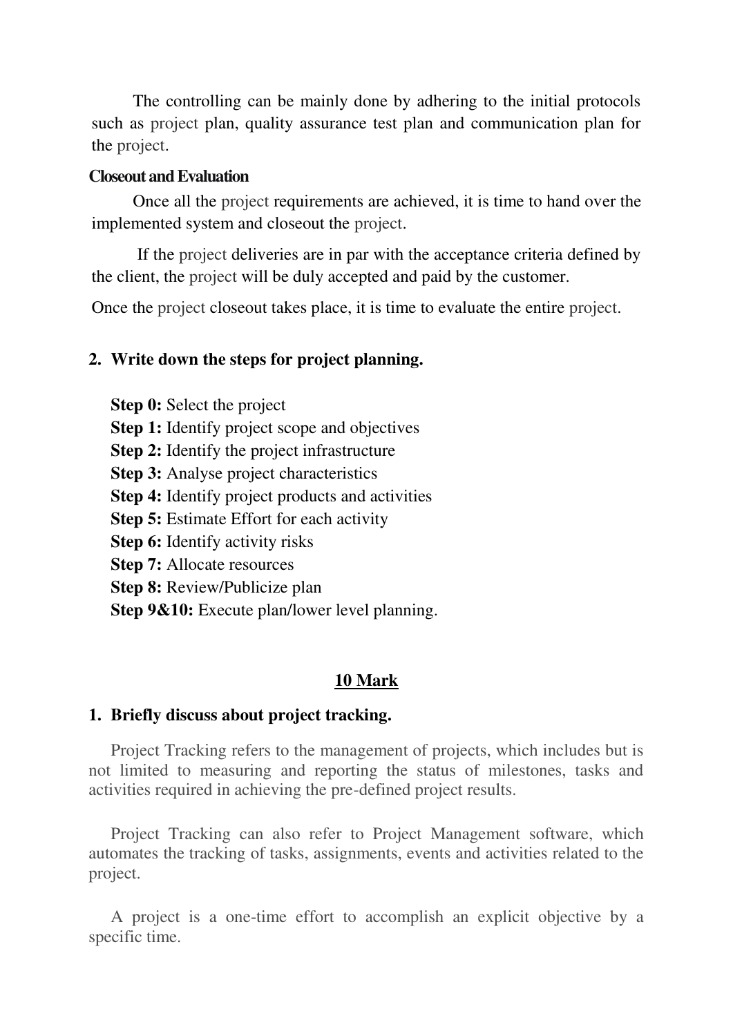The controlling can be mainly done by adhering to the initial protocols such as project plan, quality assurance test plan and communication plan for the project.

**Closeout and Evaluation**

Once all the project requirements are achieved, it is time to hand over the implemented system and closeout the project.

If the project deliveries are in par with the acceptance criteria defined by the client, the project will be duly accepted and paid by the customer.

Once the project closeout takes place, it is time to evaluate the entire project.

**2. Write down the steps for project planning.**

**Step 0:** Select the project
**Step 1:** Identify project scope and objectives
**Step 2:** Identify the project infrastructure
**Step 3:** Analyse project characteristics
**Step 4:** Identify project products and activities
**Step 5:** Estimate Effort for each activity
**Step 6:** Identify activity risks
**Step 7:** Allocate resources
**Step 8:** Review/Publicize plan
**Step 9&10:** Execute plan/lower level planning.

## 10 Mark

**1. Briefly discuss about project tracking.**

Project Tracking refers to the management of projects, which includes but is not limited to measuring and reporting the status of milestones, tasks and activities required in achieving the pre-defined project results.

Project Tracking can also refer to Project Management software, which automates the tracking of tasks, assignments, events and activities related to the project.

A project is a one-time effort to accomplish an explicit objective by a specific time.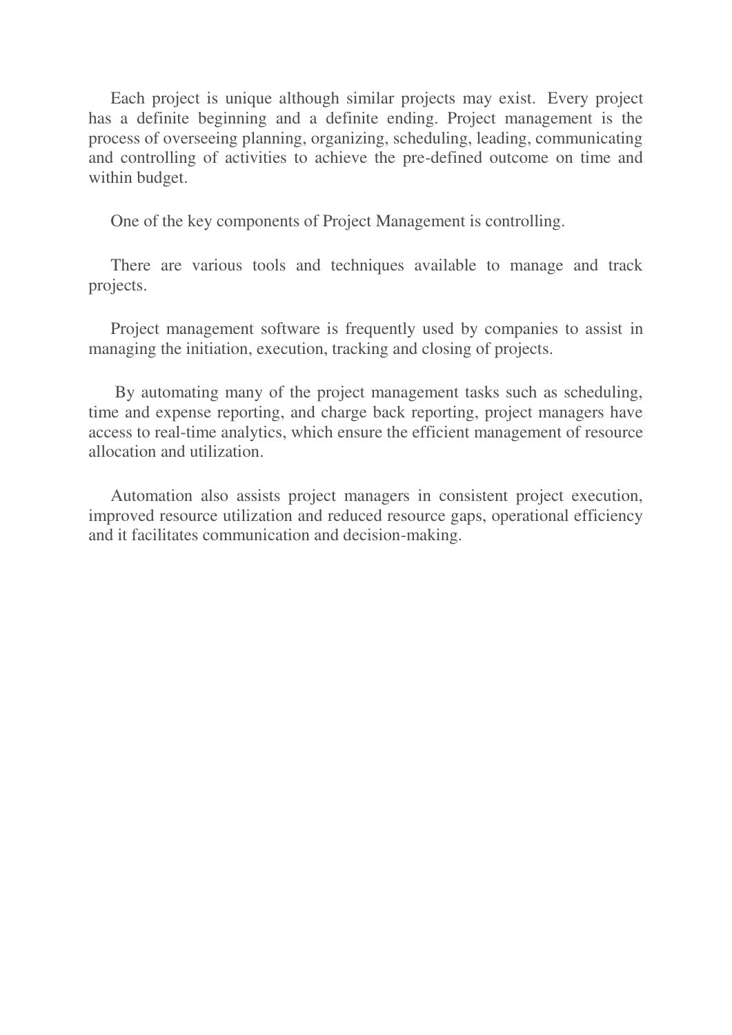Each project is unique although similar projects may exist. Every project has a definite beginning and a definite ending. Project management is the process of overseeing planning, organizing, scheduling, leading, communicating and controlling of activities to achieve the pre-defined outcome on time and within budget.

One of the key components of Project Management is controlling.

There are various tools and techniques available to manage and track projects.

Project management software is frequently used by companies to assist in managing the initiation, execution, tracking and closing of projects.

By automating many of the project management tasks such as scheduling, time and expense reporting, and charge back reporting, project managers have access to real-time analytics, which ensure the efficient management of resource allocation and utilization.

Automation also assists project managers in consistent project execution, improved resource utilization and reduced resource gaps, operational efficiency and it facilitates communication and decision-making.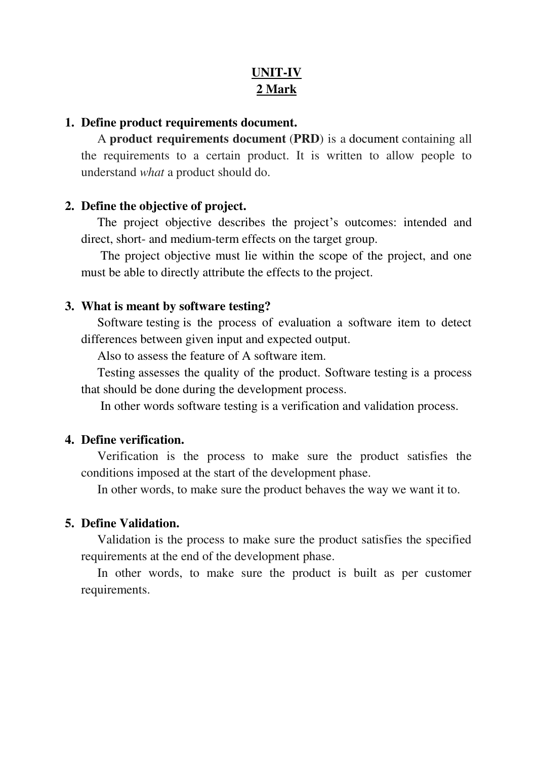# UNIT-IV

## 2 Mark

### 1. Define product requirements document.

A **product requirements document** (**PRD**) is a document containing all the requirements to a certain product. It is written to allow people to understand *what* a product should do.

### 2. Define the objective of project.

The project objective describes the project's outcomes: intended and direct, short- and medium-term effects on the target group.

The project objective must lie within the scope of the project, and one must be able to directly attribute the effects to the project.

### 3. What is meant by software testing?

Software testing is the process of evaluation a software item to detect differences between given input and expected output.

Also to assess the feature of A software item.

Testing assesses the quality of the product. Software testing is a process that should be done during the development process.

In other words software testing is a verification and validation process.

### 4. Define verification.

Verification is the process to make sure the product satisfies the conditions imposed at the start of the development phase.

In other words, to make sure the product behaves the way we want it to.

### 5. Define Validation.

Validation is the process to make sure the product satisfies the specified requirements at the end of the development phase.

In other words, to make sure the product is built as per customer requirements.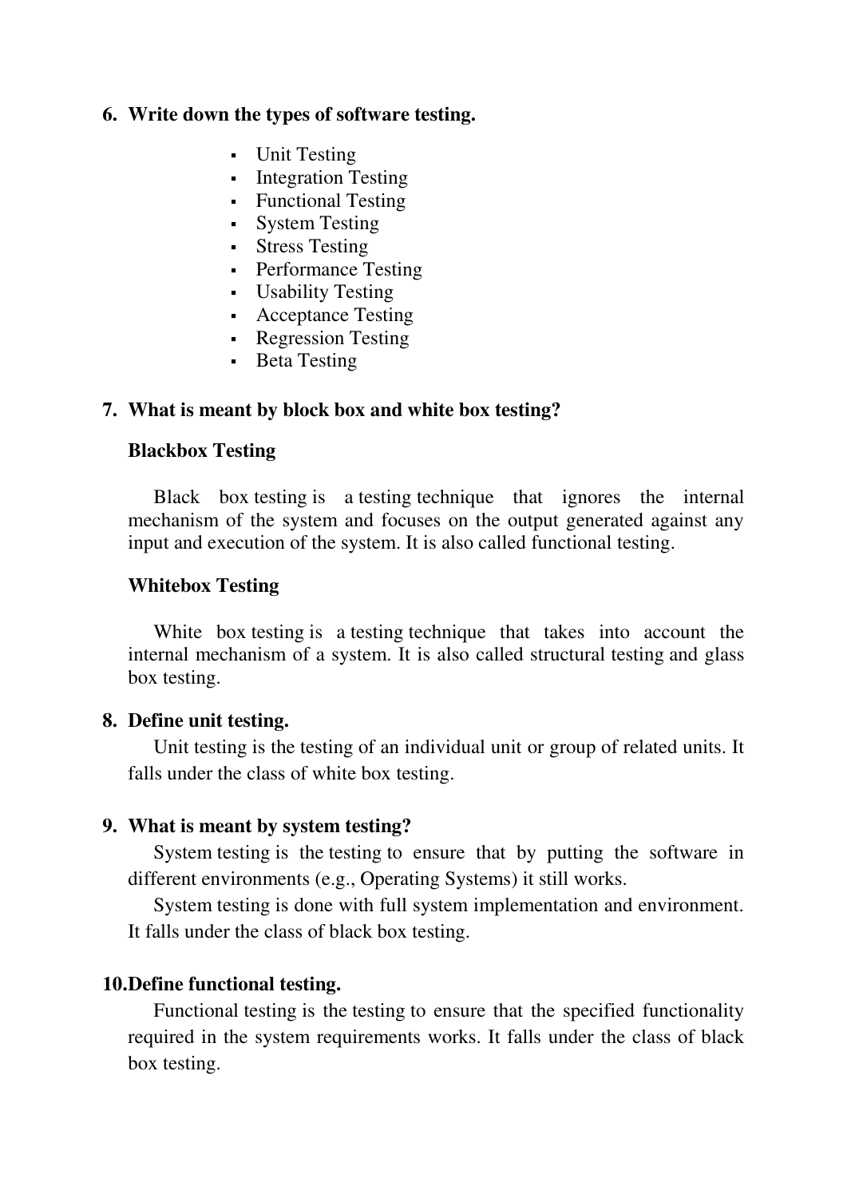**6. Write down the types of software testing.**

- Unit Testing
- Integration Testing
- Functional Testing
- System Testing
- Stress Testing
- Performance Testing
- Usability Testing
- Acceptance Testing
- Regression Testing
- Beta Testing

**7. What is meant by block box and white box testing?**

**Blackbox Testing**

Black box testing is a testing technique that ignores the internal mechanism of the system and focuses on the output generated against any input and execution of the system. It is also called functional testing.

**Whitebox Testing**

White box testing is a testing technique that takes into account the internal mechanism of a system. It is also called structural testing and glass box testing.

**8. Define unit testing.**

Unit testing is the testing of an individual unit or group of related units. It falls under the class of white box testing.

**9. What is meant by system testing?**

System testing is the testing to ensure that by putting the software in different environments (e.g., Operating Systems) it still works.

System testing is done with full system implementation and environment. It falls under the class of black box testing.

**10. Define functional testing.**

Functional testing is the testing to ensure that the specified functionality required in the system requirements works. It falls under the class of black box testing.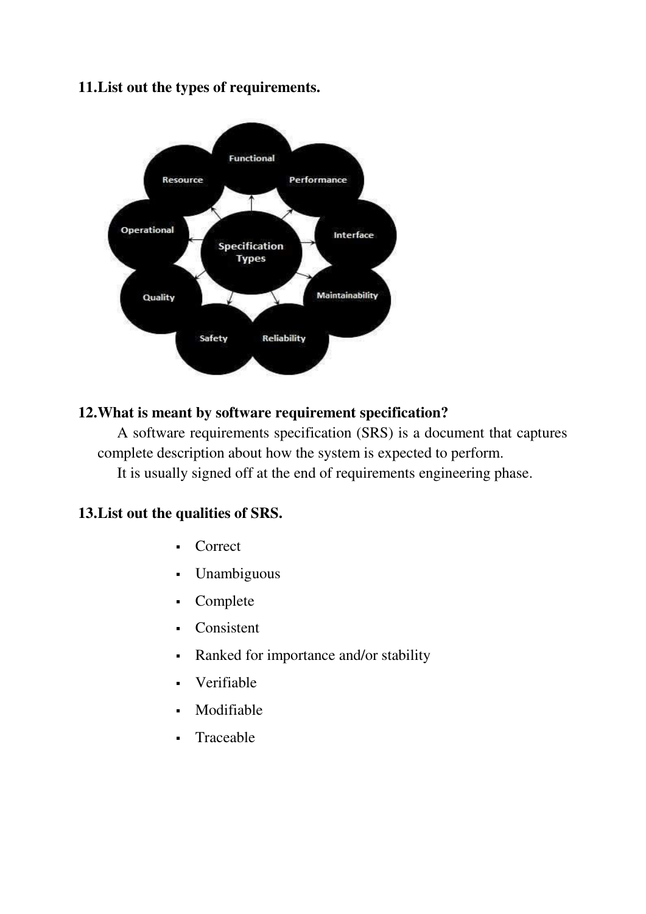**11. List out the types of requirements.**

**12. What is meant by software requirement specification?**

A software requirements specification (SRS) is a document that captures complete description about how the system is expected to perform.

It is usually signed off at the end of requirements engineering phase.

**13. List out the qualities of SRS.**

- Correct
- Unambiguous
- Complete
- Consistent
- Ranked for importance and/or stability
- Verifiable
- Modifiable
- Traceable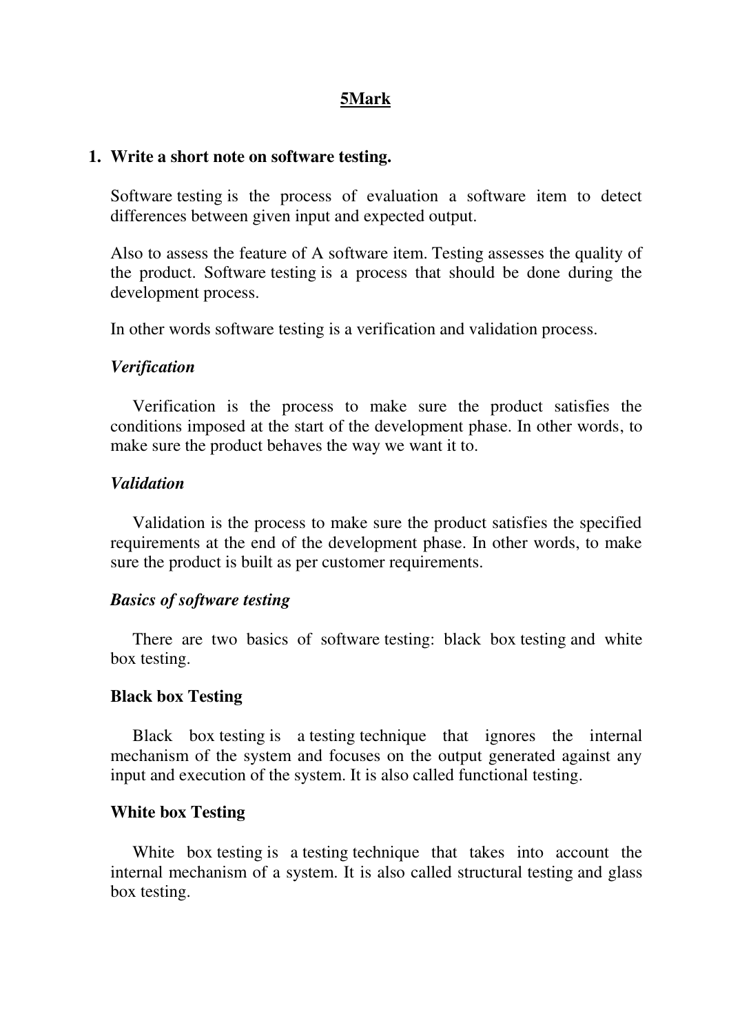## 5Mark

**1. Write a short note on software testing.**

Software testing is the process of evaluation a software item to detect differences between given input and expected output.

Also to assess the feature of A software item. Testing assesses the quality of the product. Software testing is a process that should be done during the development process.

In other words software testing is a verification and validation process.

***Verification***

Verification is the process to make sure the product satisfies the conditions imposed at the start of the development phase. In other words, to make sure the product behaves the way we want it to.

***Validation***

Validation is the process to make sure the product satisfies the specified requirements at the end of the development phase. In other words, to make sure the product is built as per customer requirements.

***Basics of software testing***

There are two basics of software testing: black box testing and white box testing.

**Black box Testing**

Black box testing is a testing technique that ignores the internal mechanism of the system and focuses on the output generated against any input and execution of the system. It is also called functional testing.

**White box Testing**

White box testing is a testing technique that takes into account the internal mechanism of a system. It is also called structural testing and glass box testing.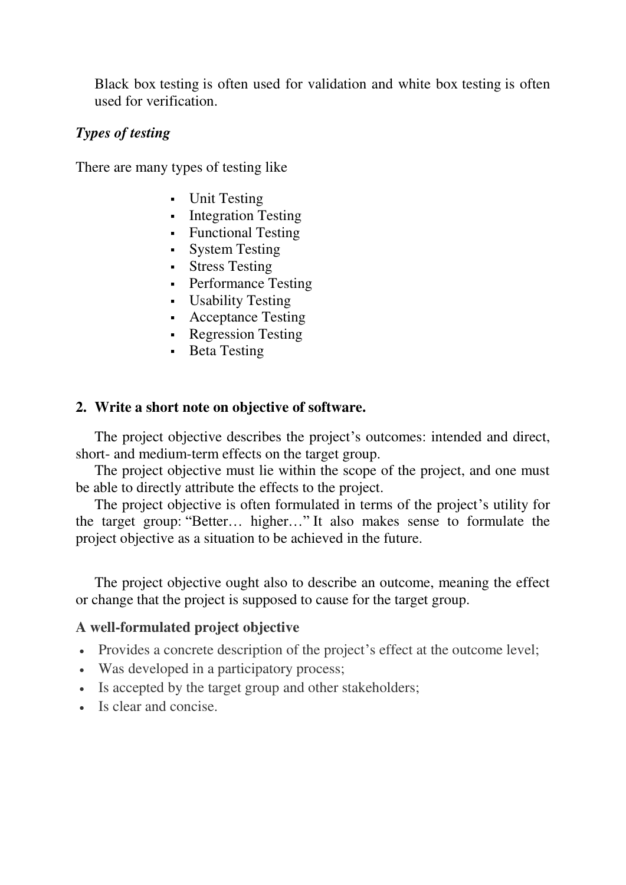Black box testing is often used for validation and white box testing is often used for verification.

***Types of testing***

There are many types of testing like

- Unit Testing
- Integration Testing
- Functional Testing
- System Testing
- Stress Testing
- Performance Testing
- Usability Testing
- Acceptance Testing
- Regression Testing
- Beta Testing

**2. Write a short note on objective of software.**

The project objective describes the project's outcomes: intended and direct, short- and medium-term effects on the target group.

The project objective must lie within the scope of the project, and one must be able to directly attribute the effects to the project.

The project objective is often formulated in terms of the project's utility for the target group: "Better… higher…" It also makes sense to formulate the project objective as a situation to be achieved in the future.

The project objective ought also to describe an outcome, meaning the effect or change that the project is supposed to cause for the target group.

**A well-formulated project objective**

- Provides a concrete description of the project's effect at the outcome level;
- Was developed in a participatory process;
- Is accepted by the target group and other stakeholders;
- Is clear and concise.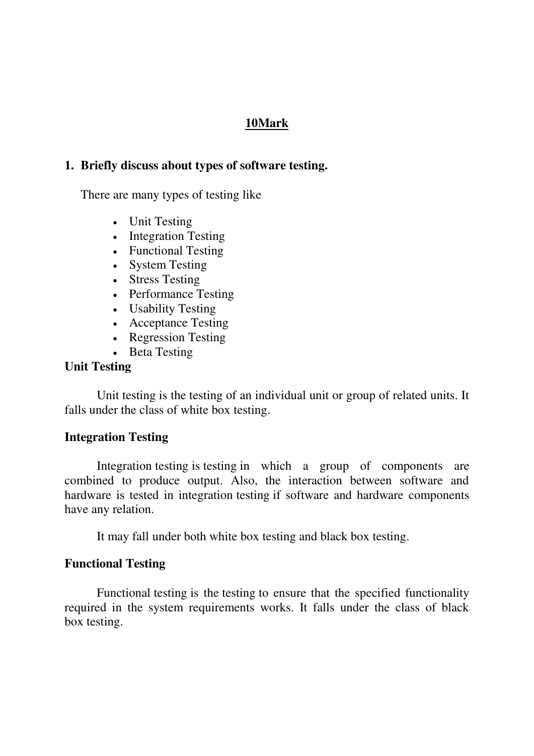## 10Mark

### 1. Briefly discuss about types of software testing.

There are many types of testing like

- Unit Testing
- Integration Testing
- Functional Testing
- System Testing
- Stress Testing
- Performance Testing
- Usability Testing
- Acceptance Testing
- Regression Testing
- Beta Testing

**Unit Testing**

Unit testing is the testing of an individual unit or group of related units. It falls under the class of white box testing.

**Integration Testing**

Integration testing is testing in which a group of components are combined to produce output. Also, the interaction between software and hardware is tested in integration testing if software and hardware components have any relation.

It may fall under both white box testing and black box testing.

**Functional Testing**

Functional testing is the testing to ensure that the specified functionality required in the system requirements works. It falls under the class of black box testing.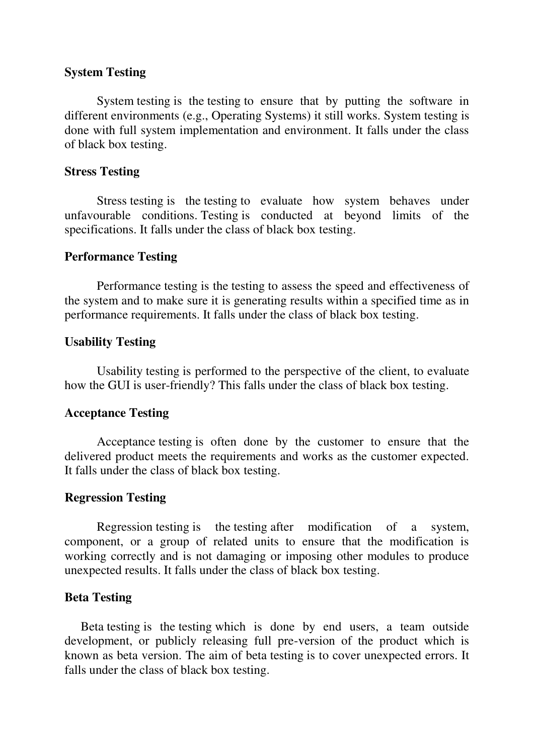**System Testing**

System testing is the testing to ensure that by putting the software in different environments (e.g., Operating Systems) it still works. System testing is done with full system implementation and environment. It falls under the class of black box testing.

**Stress Testing**

Stress testing is the testing to evaluate how system behaves under unfavourable conditions. Testing is conducted at beyond limits of the specifications. It falls under the class of black box testing.

**Performance Testing**

Performance testing is the testing to assess the speed and effectiveness of the system and to make sure it is generating results within a specified time as in performance requirements. It falls under the class of black box testing.

**Usability Testing**

Usability testing is performed to the perspective of the client, to evaluate how the GUI is user-friendly? This falls under the class of black box testing.

**Acceptance Testing**

Acceptance testing is often done by the customer to ensure that the delivered product meets the requirements and works as the customer expected. It falls under the class of black box testing.

**Regression Testing**

Regression testing is the testing after modification of a system, component, or a group of related units to ensure that the modification is working correctly and is not damaging or imposing other modules to produce unexpected results. It falls under the class of black box testing.

**Beta Testing**

Beta testing is the testing which is done by end users, a team outside development, or publicly releasing full pre-version of the product which is known as beta version. The aim of beta testing is to cover unexpected errors. It falls under the class of black box testing.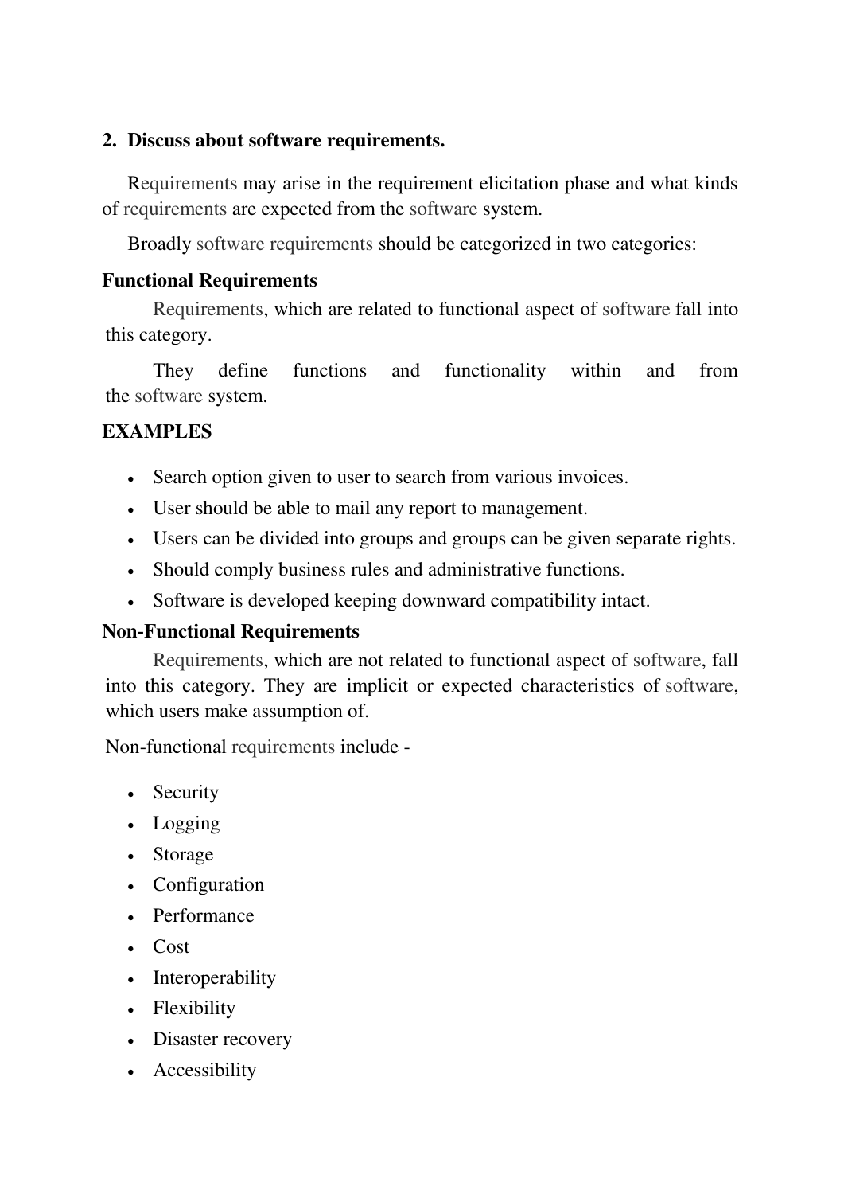**2. Discuss about software requirements.**

Requirements may arise in the requirement elicitation phase and what kinds of requirements are expected from the software system.

Broadly software requirements should be categorized in two categories:

**Functional Requirements**

Requirements, which are related to functional aspect of software fall into this category.

They define functions and functionality within and from the software system.

**EXAMPLES**

- Search option given to user to search from various invoices.
- User should be able to mail any report to management.
- Users can be divided into groups and groups can be given separate rights.
- Should comply business rules and administrative functions.
- Software is developed keeping downward compatibility intact.

**Non-Functional Requirements**

Requirements, which are not related to functional aspect of software, fall into this category. They are implicit or expected characteristics of software, which users make assumption of.

Non-functional requirements include -

- Security
- Logging
- Storage
- Configuration
- Performance
- Cost
- Interoperability
- Flexibility
- Disaster recovery
- Accessibility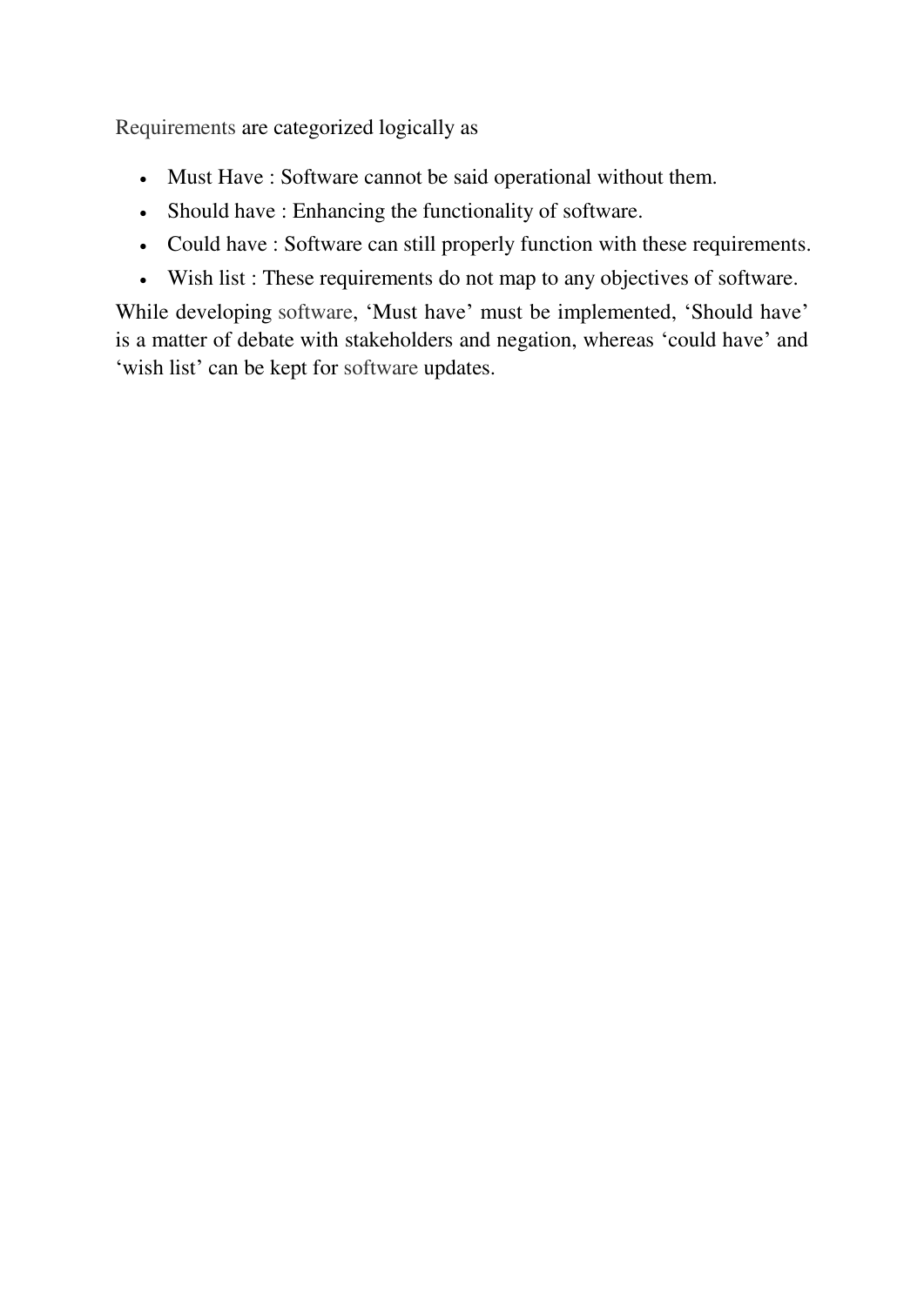Requirements are categorized logically as

- Must Have : Software cannot be said operational without them.
- Should have : Enhancing the functionality of software.
- Could have : Software can still properly function with these requirements.
- Wish list : These requirements do not map to any objectives of software.

While developing software, 'Must have' must be implemented, 'Should have' is a matter of debate with stakeholders and negation, whereas 'could have' and 'wish list' can be kept for software updates.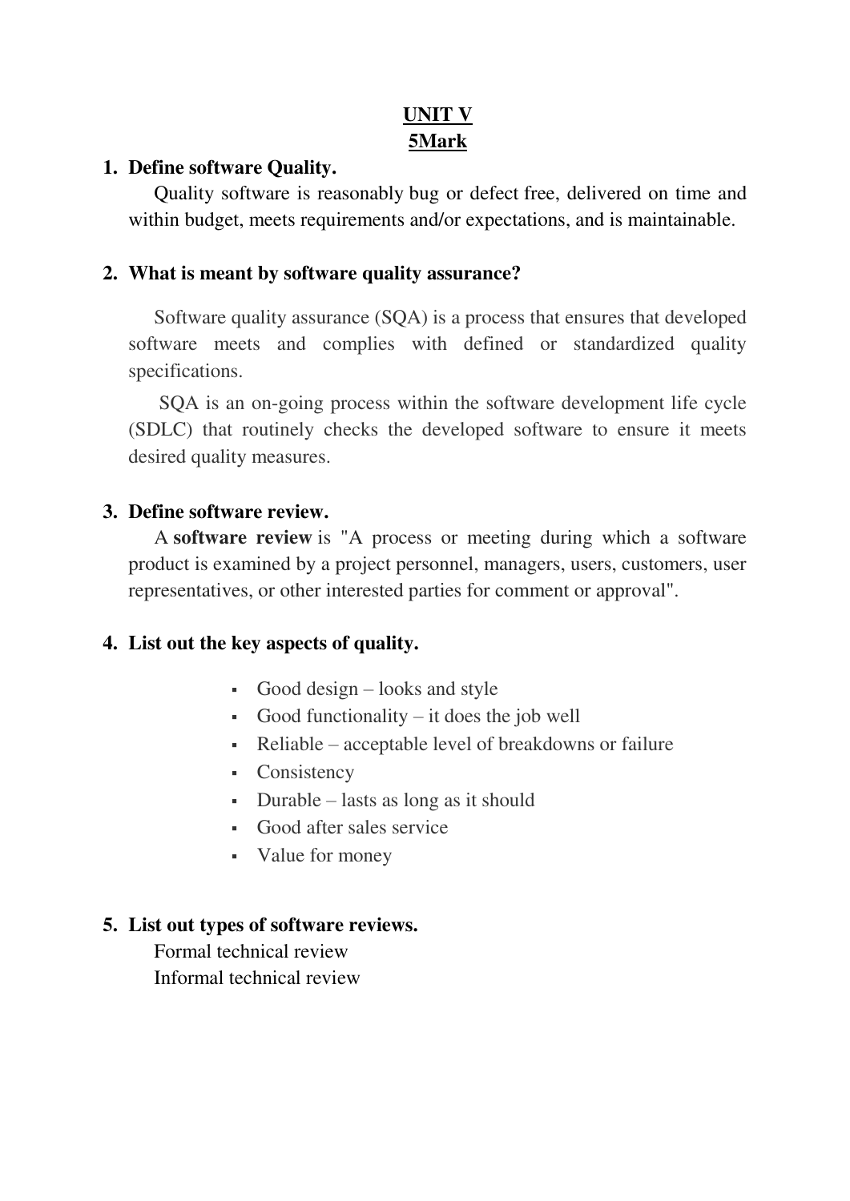# UNIT V

## 5Mark

**1. Define software Quality.**

Quality software is reasonably bug or defect free, delivered on time and within budget, meets requirements and/or expectations, and is maintainable.

**2. What is meant by software quality assurance?**

Software quality assurance (SQA) is a process that ensures that developed software meets and complies with defined or standardized quality specifications.

SQA is an on-going process within the software development life cycle (SDLC) that routinely checks the developed software to ensure it meets desired quality measures.

**3. Define software review.**

A **software review** is "A process or meeting during which a software product is examined by a project personnel, managers, users, customers, user representatives, or other interested parties for comment or approval".

**4. List out the key aspects of quality.**

- Good design – looks and style
- Good functionality – it does the job well
- Reliable – acceptable level of breakdowns or failure
- Consistency
- Durable – lasts as long as it should
- Good after sales service
- Value for money

**5. List out types of software reviews.**

Formal technical review

Informal technical review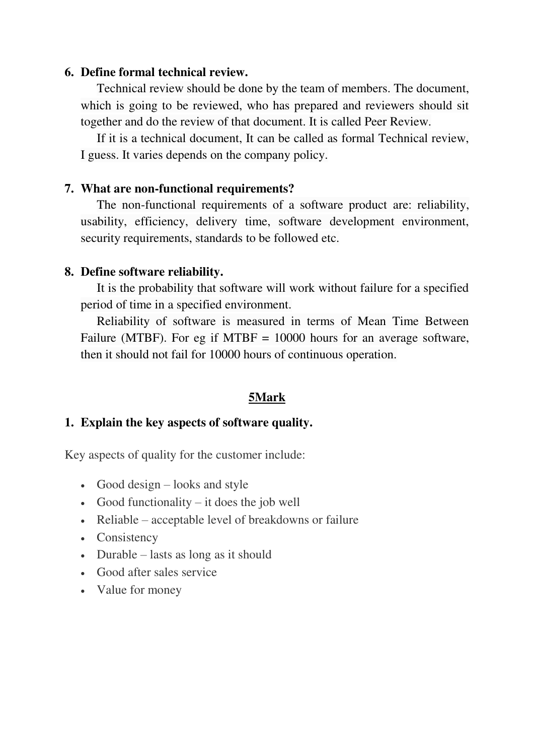6. **Define formal technical review.**

   Technical review should be done by the team of members. The document, which is going to be reviewed, who has prepared and reviewers should sit together and do the review of that document. It is called Peer Review.

   If it is a technical document, It can be called as formal Technical review, I guess. It varies depends on the company policy.

7. **What are non-functional requirements?**

   The non-functional requirements of a software product are: reliability, usability, efficiency, delivery time, software development environment, security requirements, standards to be followed etc.

8. **Define software reliability.**

   It is the probability that software will work without failure for a specified period of time in a specified environment.

   Reliability of software is measured in terms of Mean Time Between Failure (MTBF). For eg if MTBF = 10000 hours for an average software, then it should not fail for 10000 hours of continuous operation.

## 5Mark

1. **Explain the key aspects of software quality.**

Key aspects of quality for the customer include:

- Good design – looks and style
- Good functionality – it does the job well
- Reliable – acceptable level of breakdowns or failure
- Consistency
- Durable – lasts as long as it should
- Good after sales service
- Value for money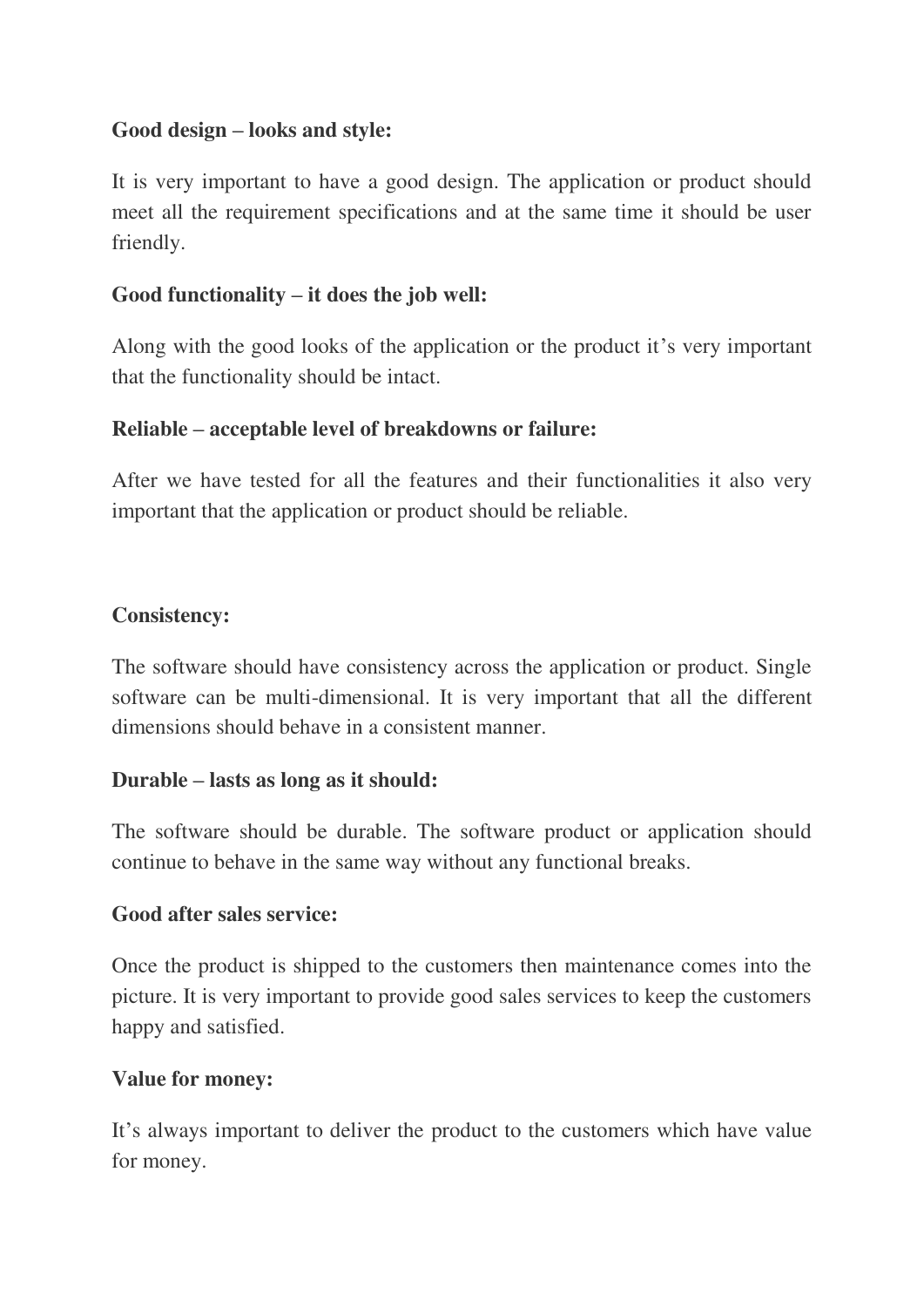**Good design – looks and style:**

It is very important to have a good design. The application or product should meet all the requirement specifications and at the same time it should be user friendly.

**Good functionality – it does the job well:**

Along with the good looks of the application or the product it's very important that the functionality should be intact.

**Reliable – acceptable level of breakdowns or failure:**

After we have tested for all the features and their functionalities it also very important that the application or product should be reliable.

**Consistency:**

The software should have consistency across the application or product. Single software can be multi-dimensional. It is very important that all the different dimensions should behave in a consistent manner.

**Durable – lasts as long as it should:**

The software should be durable. The software product or application should continue to behave in the same way without any functional breaks.

**Good after sales service:**

Once the product is shipped to the customers then maintenance comes into the picture. It is very important to provide good sales services to keep the customers happy and satisfied.

**Value for money:**

It's always important to deliver the product to the customers which have value for money.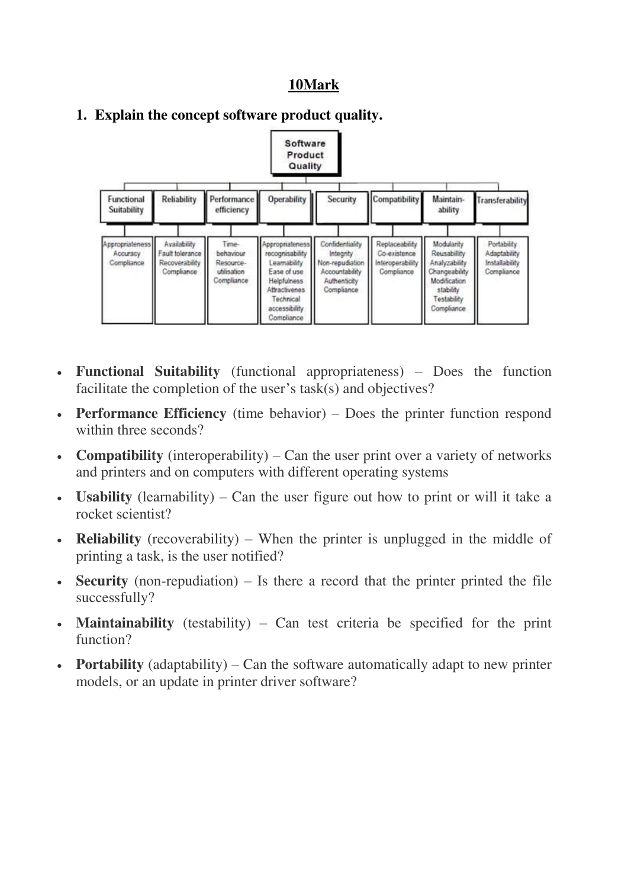## 10Mark

**1. Explain the concept software product quality.**

**Software Product Quality**

| Functional Suitability | Reliability | Performance efficiency | Operability | Security | Compatibility | Maintain-ability | Transferability |
|---|---|---|---|---|---|---|---|
| Appropriateness | Availability | Time-behaviour | Appropriateness recognisability | Confidentiality | Replaceability | Modularity | Portability |
| Accuracy | Fault tolerance | Resource-utilisation | Learnability | Integrity | Co-existence | Reusability | Adaptability |
| Compliance | Recoverability | Compliance | Ease of use | Non-repudiation | Interoperability | Analyzability | Installability |
| | Compliance | | Helpfulness | Accountability | Compliance | Changeability | Compliance |
| | | | Attractivenes | Authenticity | | Modification stability | |
| | | | Technical accessibility | Compliance | | Testability | |
| | | | Compliance | | | Compliance | |

- **Functional Suitability** (functional appropriateness) – Does the function facilitate the completion of the user's task(s) and objectives?
- **Performance Efficiency** (time behavior) – Does the printer function respond within three seconds?
- **Compatibility** (interoperability) – Can the user print over a variety of networks and printers and on computers with different operating systems
- **Usability** (learnability) – Can the user figure out how to print or will it take a rocket scientist?
- **Reliability** (recoverability) – When the printer is unplugged in the middle of printing a task, is the user notified?
- **Security** (non-repudiation) – Is there a record that the printer printed the file successfully?
- **Maintainability** (testability) – Can test criteria be specified for the print function?
- **Portability** (adaptability) – Can the software automatically adapt to new printer models, or an update in printer driver software?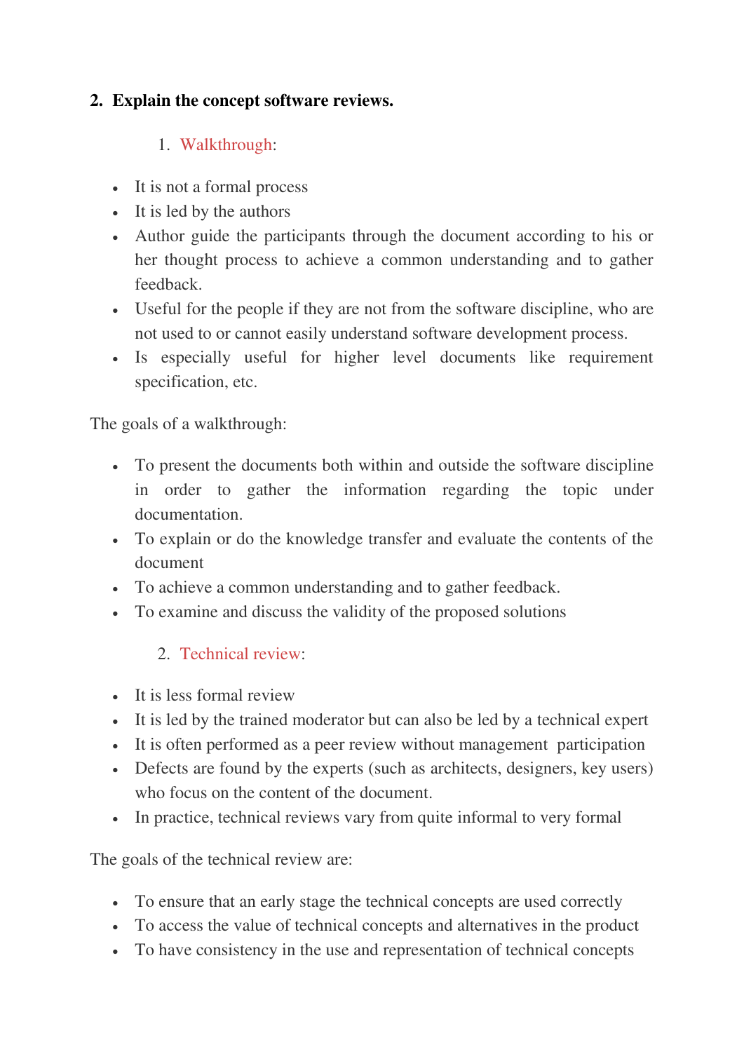**2. Explain the concept software reviews.**

1. Walkthrough:

- It is not a formal process
- It is led by the authors
- Author guide the participants through the document according to his or her thought process to achieve a common understanding and to gather feedback.
- Useful for the people if they are not from the software discipline, who are not used to or cannot easily understand software development process.
- Is especially useful for higher level documents like requirement specification, etc.

The goals of a walkthrough:

- To present the documents both within and outside the software discipline in order to gather the information regarding the topic under documentation.
- To explain or do the knowledge transfer and evaluate the contents of the document
- To achieve a common understanding and to gather feedback.
- To examine and discuss the validity of the proposed solutions

2. Technical review:

- It is less formal review
- It is led by the trained moderator but can also be led by a technical expert
- It is often performed as a peer review without management participation
- Defects are found by the experts (such as architects, designers, key users) who focus on the content of the document.
- In practice, technical reviews vary from quite informal to very formal

The goals of the technical review are:

- To ensure that an early stage the technical concepts are used correctly
- To access the value of technical concepts and alternatives in the product
- To have consistency in the use and representation of technical concepts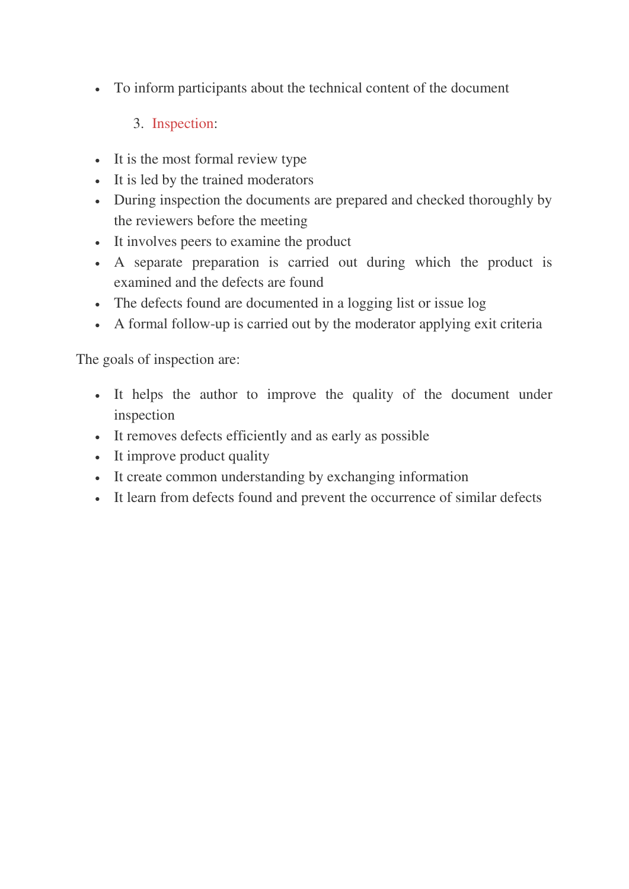- To inform participants about the technical content of the document

3. Inspection:

- It is the most formal review type
- It is led by the trained moderators
- During inspection the documents are prepared and checked thoroughly by the reviewers before the meeting
- It involves peers to examine the product
- A separate preparation is carried out during which the product is examined and the defects are found
- The defects found are documented in a logging list or issue log
- A formal follow-up is carried out by the moderator applying exit criteria

The goals of inspection are:

- It helps the author to improve the quality of the document under inspection
- It removes defects efficiently and as early as possible
- It improve product quality
- It create common understanding by exchanging information
- It learn from defects found and prevent the occurrence of similar defects